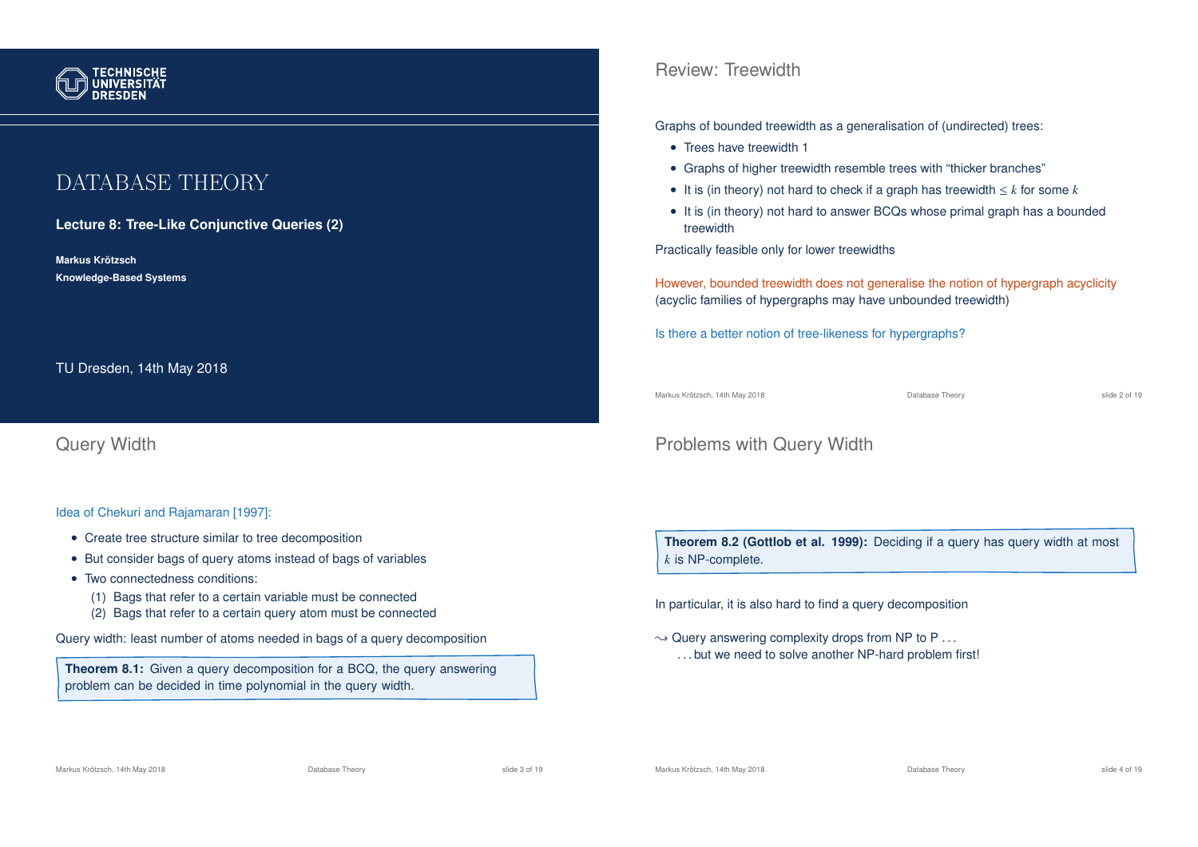TECHNISCHE UNIVERSITÄT DRESDEN

# DATABASE THEORY

**Lecture 8: Tree-Like Conjunctive Queries (2)**

**Markus Krötzsch**
**Knowledge-Based Systems**

TU Dresden, 14th May 2018

## Review: Treewidth

Graphs of bounded treewidth as a generalisation of (undirected) trees:

- Trees have treewidth 1
- Graphs of higher treewidth resemble trees with "thicker branches"
- It is (in theory) not hard to check if a graph has treewidth $\leq k$ for some $k$
- It is (in theory) not hard to answer BCQs whose primal graph has a bounded treewidth

Practically feasible only for lower treewidths

However, bounded treewidth does not generalise the notion of hypergraph acyclicity (acyclic families of hypergraphs may have unbounded treewidth)

Is there a better notion of tree-likeness for hypergraphs?

## Query Width

Idea of Chekuri and Rajamaran [1997]:

- Create tree structure similar to tree decomposition
- But consider bags of query atoms instead of bags of variables
- Two connectedness conditions:
  (1) Bags that refer to a certain variable must be connected
  (2) Bags that refer to a certain query atom must be connected

Query width: least number of atoms needed in bags of a query decomposition

**Theorem 8.1:** Given a query decomposition for a BCQ, the query answering problem can be decided in time polynomial in the query width.

## Problems with Query Width

**Theorem 8.2 (Gottlob et al. 1999):** Deciding if a query has query width at most $k$ is NP-complete.

In particular, it is also hard to find a query decomposition

$\leadsto$ Query answering complexity drops from NP to P . . .
. . . but we need to solve another NP-hard problem first!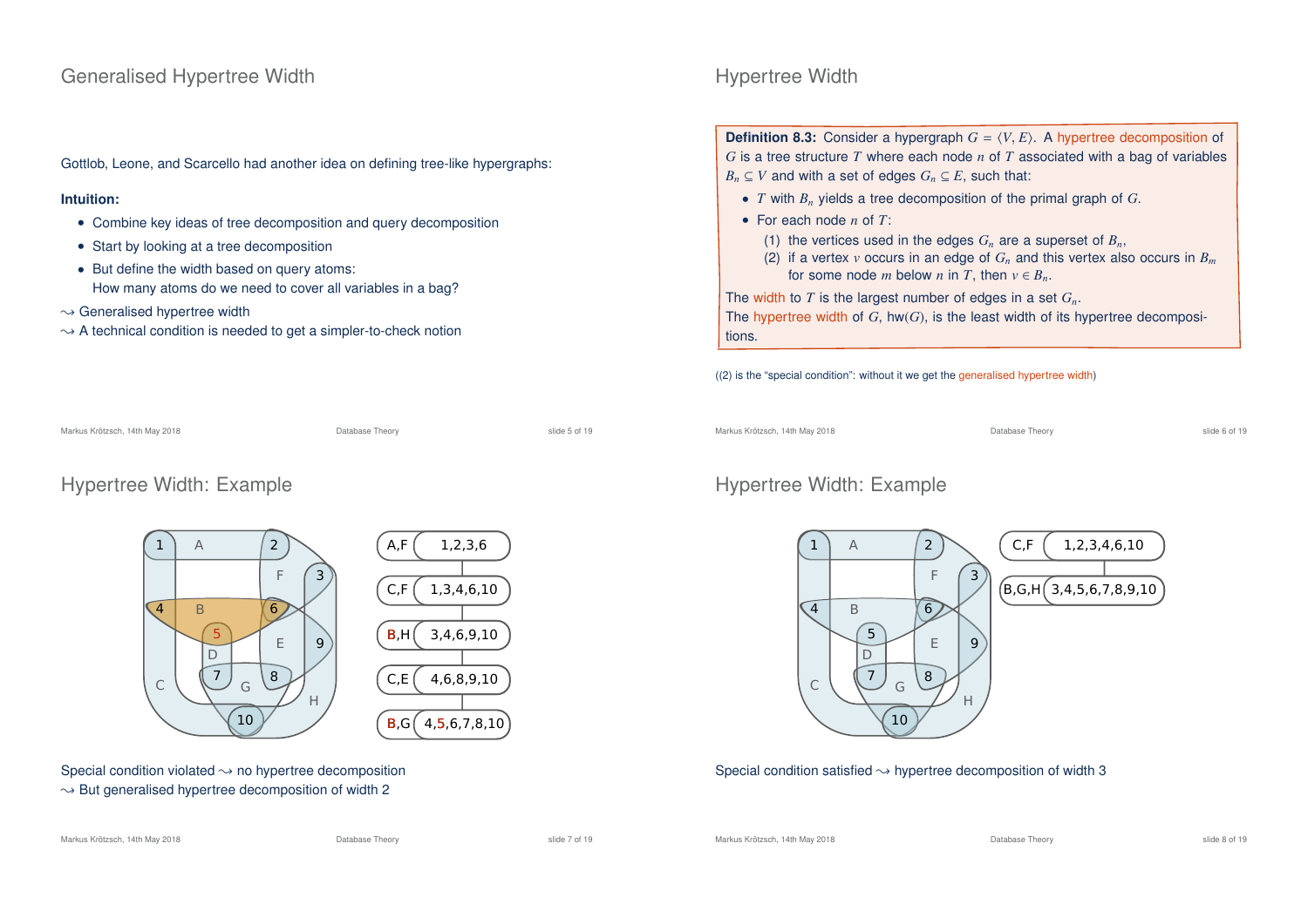## Generalised Hypertree Width

Gottlob, Leone, and Scarcello had another idea on defining tree-like hypergraphs:

**Intuition:**

- Combine key ideas of tree decomposition and query decomposition
- Start by looking at a tree decomposition
- But define the width based on query atoms:
  How many atoms do we need to cover all variables in a bag?

$\leadsto$ Generalised hypertree width

$\leadsto$ A technical condition is needed to get a simpler-to-check notion

## Hypertree Width

**Definition 8.3:** Consider a hypergraph $G = \langle V, E \rangle$. A hypertree decomposition of $G$ is a tree structure $T$ where each node $n$ of $T$ associated with a bag of variables $B_n \subseteq V$ and with a set of edges $G_n \subseteq E$, such that:

- $T$ with $B_n$ yields a tree decomposition of the primal graph of $G$.
- For each node $n$ of $T$:
  (1) the vertices used in the edges $G_n$ are a superset of $B_n$,
  (2) if a vertex $v$ occurs in an edge of $G_n$ and this vertex also occurs in $B_m$ for some node $m$ below $n$ in $T$, then $v \in B_n$.

The width to $T$ is the largest number of edges in a set $G_n$.
The hypertree width of $G$, hw($G$), is the least width of its hypertree decompositions.

((2) is the "special condition": without it we get the generalised hypertree width)

## Hypertree Width: Example

| Edges | Bag |
|---|---|
| A,F | 1,2,3,6 |
| C,F | 1,3,4,6,10 |
| B,H | 3,4,6,9,10 |
| C,E | 4,6,8,9,10 |
| B,G | 4,5,6,7,8,10 |

Special condition violated $\leadsto$ no hypertree decomposition
$\leadsto$ But generalised hypertree decomposition of width 2

## Hypertree Width: Example

| Edges | Bag |
|---|---|
| C,F | 1,2,3,4,6,10 |
| B,G,H | 3,4,5,6,7,8,9,10 |

Special condition satisfied $\leadsto$ hypertree decomposition of width 3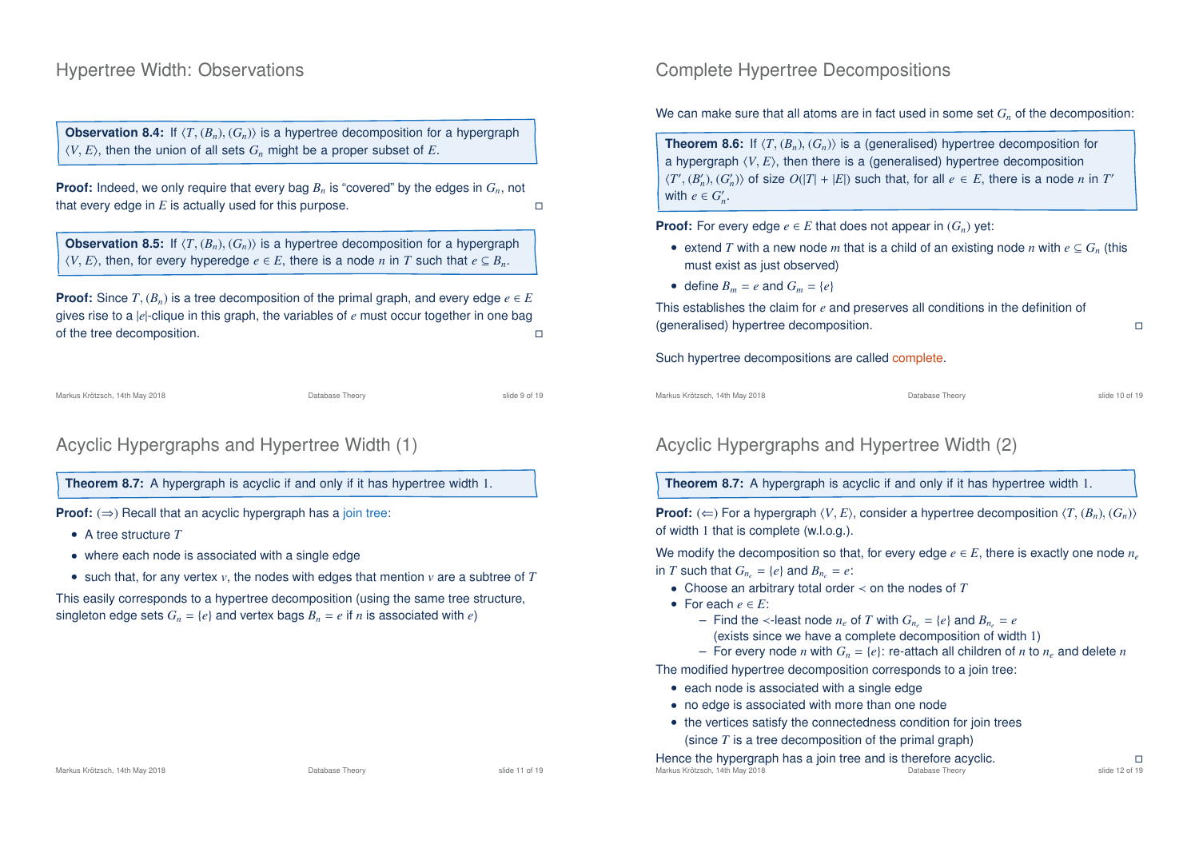## Hypertree Width: Observations

**Observation 8.4:** If $\langle T, (B_n), (G_n)\rangle$ is a hypertree decomposition for a hypergraph $\langle V, E\rangle$, then the union of all sets $G_n$ might be a proper subset of $E$.

**Proof:** Indeed, we only require that every bag $B_n$ is "covered" by the edges in $G_n$, not that every edge in $E$ is actually used for this purpose. □

**Observation 8.5:** If $\langle T, (B_n), (G_n)\rangle$ is a hypertree decomposition for a hypergraph $\langle V, E\rangle$, then, for every hyperedge $e \in E$, there is a node $n$ in $T$ such that $e \subseteq B_n$.

**Proof:** Since $T, (B_n)$ is a tree decomposition of the primal graph, and every edge $e \in E$ gives rise to a $|e|$-clique in this graph, the variables of $e$ must occur together in one bag of the tree decomposition. □

## Complete Hypertree Decompositions

We can make sure that all atoms are in fact used in some set $G_n$ of the decomposition:

**Theorem 8.6:** If $\langle T, (B_n), (G_n)\rangle$ is a (generalised) hypertree decomposition for a hypergraph $\langle V, E\rangle$, then there is a (generalised) hypertree decomposition $\langle T', (B'_n), (G'_n)\rangle$ of size $O(|T| + |E|)$ such that, for all $e \in E$, there is a node $n$ in $T'$ with $e \in G'_n$.

**Proof:** For every edge $e \in E$ that does not appear in $(G_n)$ yet:

- extend $T$ with a new node $m$ that is a child of an existing node $n$ with $e \subseteq G_n$ (this must exist as just observed)
- define $B_m = e$ and $G_m = \{e\}$

This establishes the claim for $e$ and preserves all conditions in the definition of (generalised) hypertree decomposition. □

Such hypertree decompositions are called complete.

## Acyclic Hypergraphs and Hypertree Width (1)

**Theorem 8.7:** A hypergraph is acyclic if and only if it has hypertree width 1.

**Proof:** ($\Rightarrow$) Recall that an acyclic hypergraph has a join tree:

- A tree structure $T$
- where each node is associated with a single edge
- such that, for any vertex $v$, the nodes with edges that mention $v$ are a subtree of $T$

This easily corresponds to a hypertree decomposition (using the same tree structure, singleton edge sets $G_n = \{e\}$ and vertex bags $B_n = e$ if $n$ is associated with $e$)

## Acyclic Hypergraphs and Hypertree Width (2)

**Theorem 8.7:** A hypergraph is acyclic if and only if it has hypertree width 1.

**Proof:** ($\Leftarrow$) For a hypergraph $\langle V, E\rangle$, consider a hypertree decomposition $\langle T, (B_n), (G_n)\rangle$ of width 1 that is complete (w.l.o.g.).

We modify the decomposition so that, for every edge $e \in E$, there is exactly one node $n_e$ in $T$ such that $G_{n_e} = \{e\}$ and $B_{n_e} = e$:

- Choose an arbitrary total order $\prec$ on the nodes of $T$
- For each $e \in E$:
  - Find the $\prec$-least node $n_e$ of $T$ with $G_{n_e} = \{e\}$ and $B_{n_e} = e$ (exists since we have a complete decomposition of width 1)
  - For every node $n$ with $G_n = \{e\}$: re-attach all children of $n$ to $n_e$ and delete $n$

The modified hypertree decomposition corresponds to a join tree:

- each node is associated with a single edge
- no edge is associated with more than one node
- the vertices satisfy the connectedness condition for join trees (since $T$ is a tree decomposition of the primal graph)

Hence the hypergraph has a join tree and is therefore acyclic. □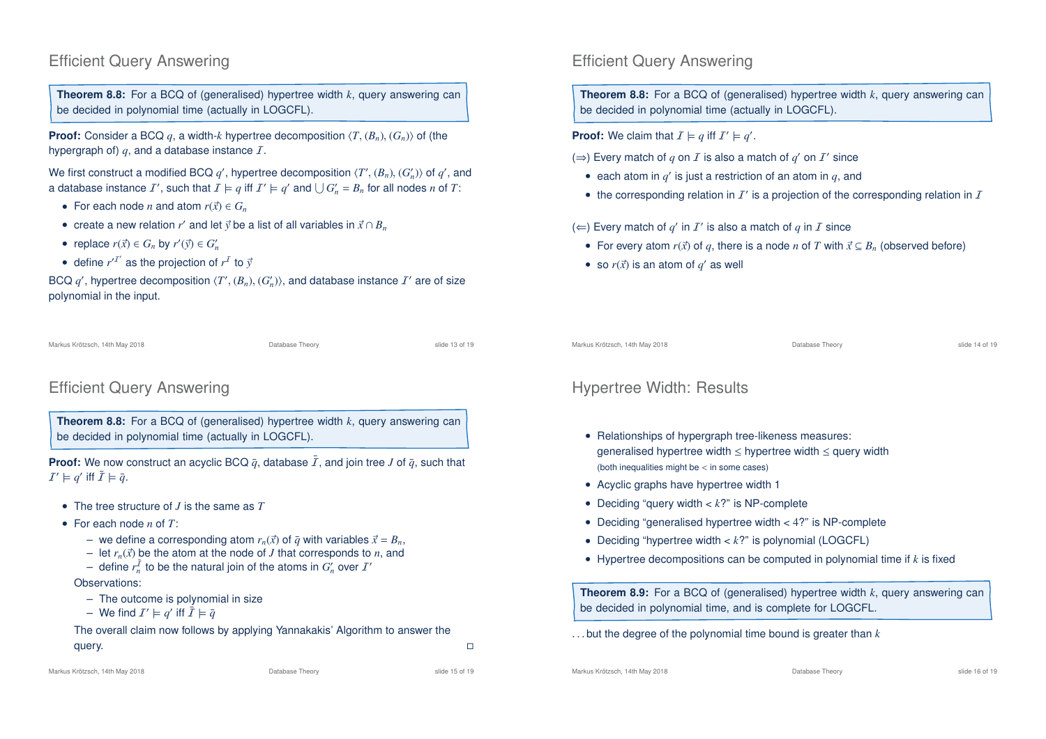## Efficient Query Answering

**Theorem 8.8:** For a BCQ of (generalised) hypertree width $k$, query answering can be decided in polynomial time (actually in LOGCFL).

**Proof:** Consider a BCQ $q$, a width-$k$ hypertree decomposition $\langle T, (B_n), (G_n)\rangle$ of (the hypergraph of) $q$, and a database instance $\mathcal{I}$.

We first construct a modified BCQ $q'$, hypertree decomposition $\langle T', (B_n), (G'_n)\rangle$ of $q'$, and a database instance $\mathcal{I}'$, such that $\mathcal{I} \models q$ iff $\mathcal{I}' \models q'$ and $\bigcup G'_n = B_n$ for all nodes $n$ of $T$:

- For each node $n$ and atom $r(\vec{x}) \in G_n$
- create a new relation $r'$ and let $\vec{y}$ be a list of all variables in $\vec{x} \cap B_n$
- replace $r(\vec{x}) \in G_n$ by $r'(\vec{y}) \in G'_n$
- define $r'^{\mathcal{I}'}$ as the projection of $r^{\mathcal{I}}$ to $\vec{y}$

BCQ $q'$, hypertree decomposition $\langle T', (B_n), (G'_n)\rangle$, and database instance $\mathcal{I}'$ are of size polynomial in the input.

## Efficient Query Answering

**Theorem 8.8:** For a BCQ of (generalised) hypertree width $k$, query answering can be decided in polynomial time (actually in LOGCFL).

**Proof:** We claim that $\mathcal{I} \models q$ iff $\mathcal{I}' \models q'$.

($\Rightarrow$) Every match of $q$ on $\mathcal{I}$ is also a match of $q'$ on $\mathcal{I}'$ since

- each atom in $q'$ is just a restriction of an atom in $q$, and
- the corresponding relation in $\mathcal{I}'$ is a projection of the corresponding relation in $\mathcal{I}$

($\Leftarrow$) Every match of $q'$ in $\mathcal{I}'$ is also a match of $q$ in $\mathcal{I}$ since

- For every atom $r(\vec{x})$ of $q$, there is a node $n$ of $T$ with $\vec{x} \subseteq B_n$ (observed before)
- so $r(\vec{x})$ is an atom of $q'$ as well

## Efficient Query Answering

**Theorem 8.8:** For a BCQ of (generalised) hypertree width $k$, query answering can be decided in polynomial time (actually in LOGCFL).

**Proof:** We now construct an acyclic BCQ $\bar{q}$, database $\bar{\mathcal{I}}$, and join tree $J$ of $\bar{q}$, such that $\mathcal{I}' \models q'$ iff $\bar{\mathcal{I}} \models \bar{q}$.

- The tree structure of $J$ is the same as $T$
- For each node $n$ of $T$:
  - we define a corresponding atom $r_n(\vec{x})$ of $\bar{q}$ with variables $\vec{x} = B_n$,
  - let $r_n(\vec{x})$ be the atom at the node of $J$ that corresponds to $n$, and
  - define $r_n^{\bar{\mathcal{I}}}$ to be the natural join of the atoms in $G'_n$ over $\mathcal{I}'$

  Observations:

  - The outcome is polynomial in size
  - We find $\mathcal{I}' \models q'$ iff $\bar{\mathcal{I}} \models \bar{q}$

  The overall claim now follows by applying Yannakakis' Algorithm to answer the query. □

## Hypertree Width: Results

- Relationships of hypergraph tree-likeness measures:
  generalised hypertree width ≤ hypertree width ≤ query width
  (both inequalities might be < in some cases)
- Acyclic graphs have hypertree width 1
- Deciding "query width < $k$?" is NP-complete
- Deciding "generalised hypertree width < 4?" is NP-complete
- Deciding "hypertree width < $k$?" is polynomial (LOGCFL)
- Hypertree decompositions can be computed in polynomial time if $k$ is fixed

**Theorem 8.9:** For a BCQ of (generalised) hypertree width $k$, query answering can be decided in polynomial time, and is complete for LOGCFL.

…but the degree of the polynomial time bound is greater than $k$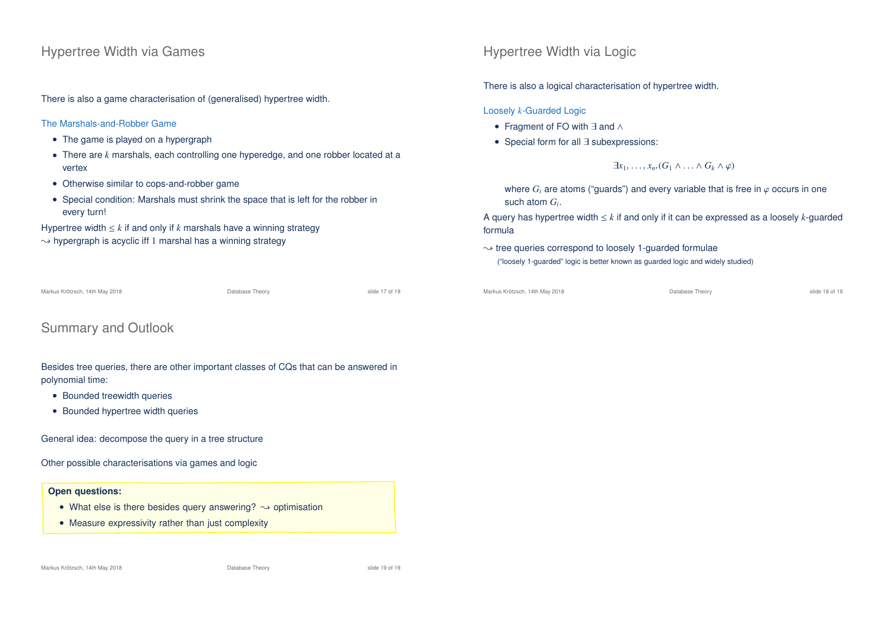## Hypertree Width via Games

There is also a game characterisation of (generalised) hypertree width.

### The Marshals-and-Robber Game

- The game is played on a hypergraph
- There are $k$ marshals, each controlling one hyperedge, and one robber located at a vertex
- Otherwise similar to cops-and-robber game
- Special condition: Marshals must shrink the space that is left for the robber in every turn!

Hypertree width $\leq k$ if and only if $k$ marshals have a winning strategy
$\leadsto$ hypergraph is acyclic iff 1 marshal has a winning strategy

## Hypertree Width via Logic

There is also a logical characterisation of hypertree width.

### Loosely $k$-Guarded Logic

- Fragment of FO with $\exists$ and $\wedge$
- Special form for all $\exists$ subexpressions:

$$\exists x_1, \ldots, x_n.(G_1 \wedge \ldots \wedge G_k \wedge \varphi)$$

where $G_i$ are atoms ("guards") and every variable that is free in $\varphi$ occurs in one such atom $G_i$.

A query has hypertree width $\leq k$ if and only if it can be expressed as a loosely $k$-guarded formula

$\leadsto$ tree queries correspond to loosely 1-guarded formulae
("loosely 1-guarded" logic is better known as guarded logic and widely studied)

## Summary and Outlook

Besides tree queries, there are other important classes of CQs that can be answered in polynomial time:

- Bounded treewidth queries
- Bounded hypertree width queries

General idea: decompose the query in a tree structure

Other possible characterisations via games and logic

**Open questions:**

- What else is there besides query answering? $\leadsto$ optimisation
- Measure expressivity rather than just complexity